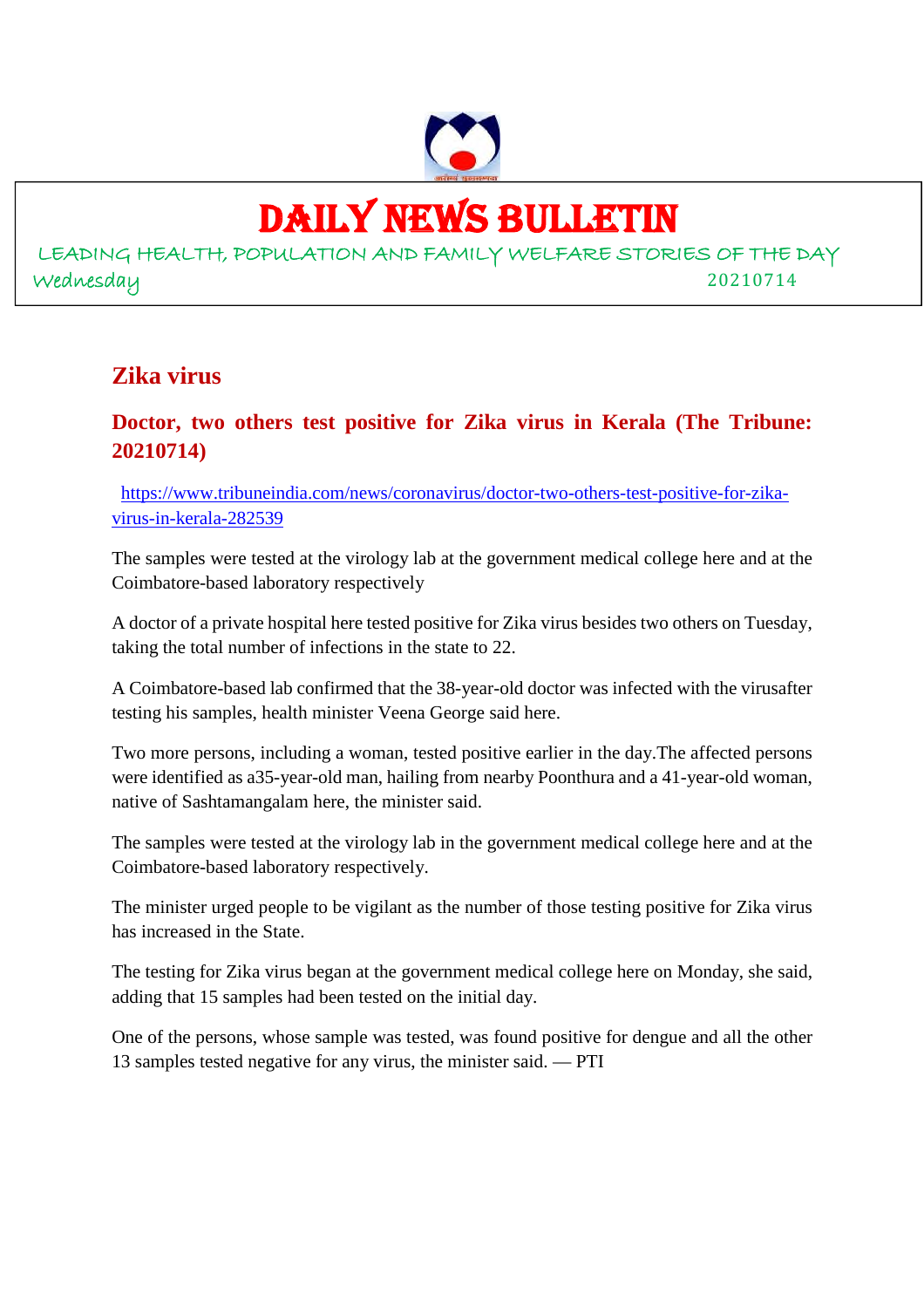# DAILY NEWS BULLETIN

LEADING HEALTH, POPULATION AND FAMILY WELFARE STORIES OF THE DAY

Wednesday 20210714

## Zika virus

### Doctor, two others test positive for Zika virus in Kerala (The Tribune: 20210714)

https://www.tribuneindia.com/news/coronavirus/doctor-two-others-test-positive-for-zika-virus-in-kerala-282539

The samples were tested at the virology lab at the government medical college here and at the Coimbatore-based laboratory respectively

A doctor of a private hospital here tested positive for Zika virus besides two others on Tuesday, taking the total number of infections in the state to 22.

A Coimbatore-based lab confirmed that the 38-year-old doctor was infected with the virusafter testing his samples, health minister Veena George said here.

Two more persons, including a woman, tested positive earlier in the day.The affected persons were identified as a35-year-old man, hailing from nearby Poonthura and a 41-year-old woman, native of Sashtamangalam here, the minister said.

The samples were tested at the virology lab in the government medical college here and at the Coimbatore-based laboratory respectively.

The minister urged people to be vigilant as the number of those testing positive for Zika virus has increased in the State.

The testing for Zika virus began at the government medical college here on Monday, she said, adding that 15 samples had been tested on the initial day.

One of the persons, whose sample was tested, was found positive for dengue and all the other 13 samples tested negative for any virus, the minister said. — PTI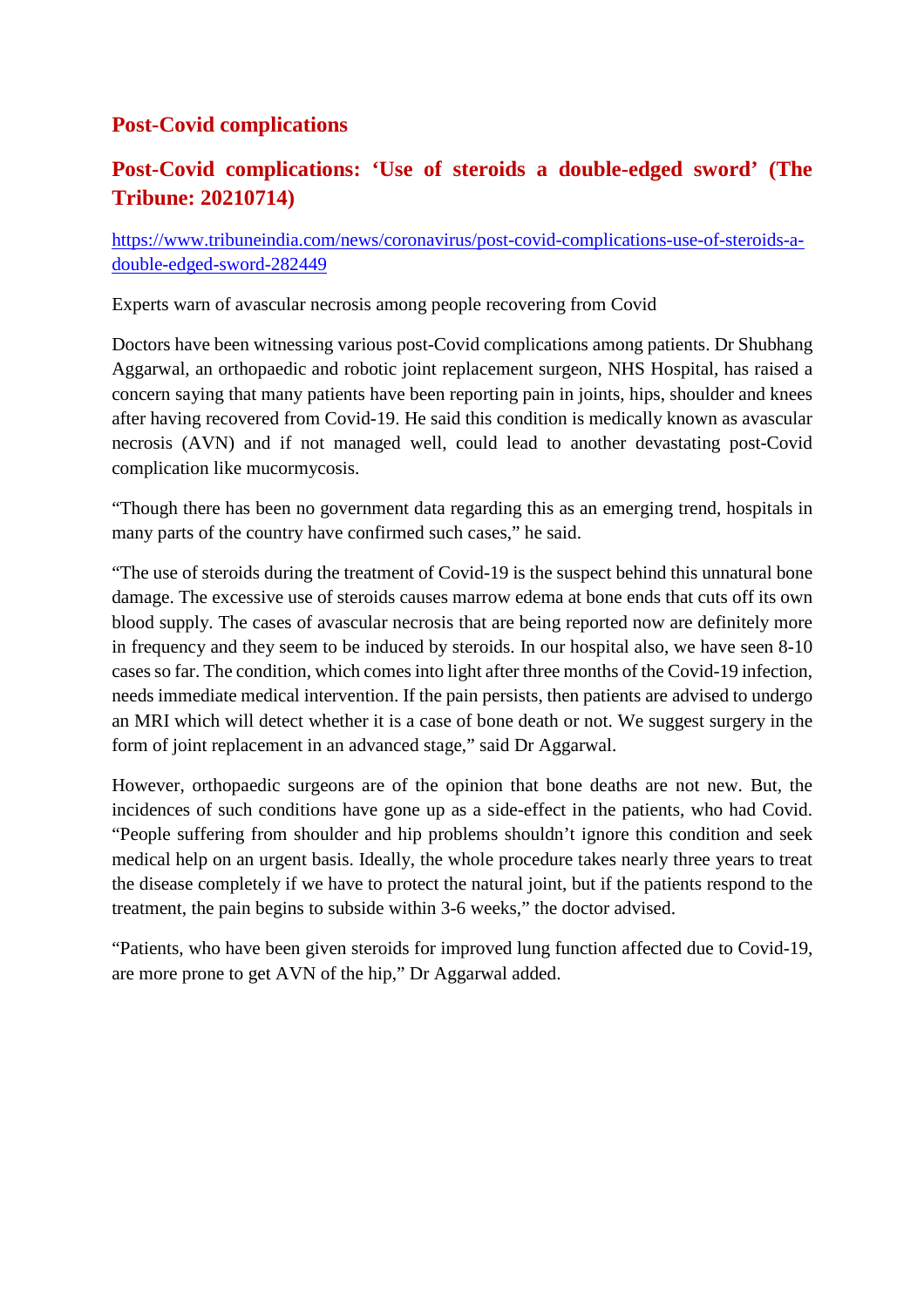## Post-Covid complications

### Post-Covid complications: 'Use of steroids a double-edged sword' (The Tribune: 20210714)

https://www.tribuneindia.com/news/coronavirus/post-covid-complications-use-of-steroids-a-double-edged-sword-282449

Experts warn of avascular necrosis among people recovering from Covid

Doctors have been witnessing various post-Covid complications among patients. Dr Shubhang Aggarwal, an orthopaedic and robotic joint replacement surgeon, NHS Hospital, has raised a concern saying that many patients have been reporting pain in joints, hips, shoulder and knees after having recovered from Covid-19. He said this condition is medically known as avascular necrosis (AVN) and if not managed well, could lead to another devastating post-Covid complication like mucormycosis.

"Though there has been no government data regarding this as an emerging trend, hospitals in many parts of the country have confirmed such cases," he said.

"The use of steroids during the treatment of Covid-19 is the suspect behind this unnatural bone damage. The excessive use of steroids causes marrow edema at bone ends that cuts off its own blood supply. The cases of avascular necrosis that are being reported now are definitely more in frequency and they seem to be induced by steroids. In our hospital also, we have seen 8-10 cases so far. The condition, which comes into light after three months of the Covid-19 infection, needs immediate medical intervention. If the pain persists, then patients are advised to undergo an MRI which will detect whether it is a case of bone death or not. We suggest surgery in the form of joint replacement in an advanced stage," said Dr Aggarwal.

However, orthopaedic surgeons are of the opinion that bone deaths are not new. But, the incidences of such conditions have gone up as a side-effect in the patients, who had Covid. "People suffering from shoulder and hip problems shouldn't ignore this condition and seek medical help on an urgent basis. Ideally, the whole procedure takes nearly three years to treat the disease completely if we have to protect the natural joint, but if the patients respond to the treatment, the pain begins to subside within 3-6 weeks," the doctor advised.

"Patients, who have been given steroids for improved lung function affected due to Covid-19, are more prone to get AVN of the hip," Dr Aggarwal added.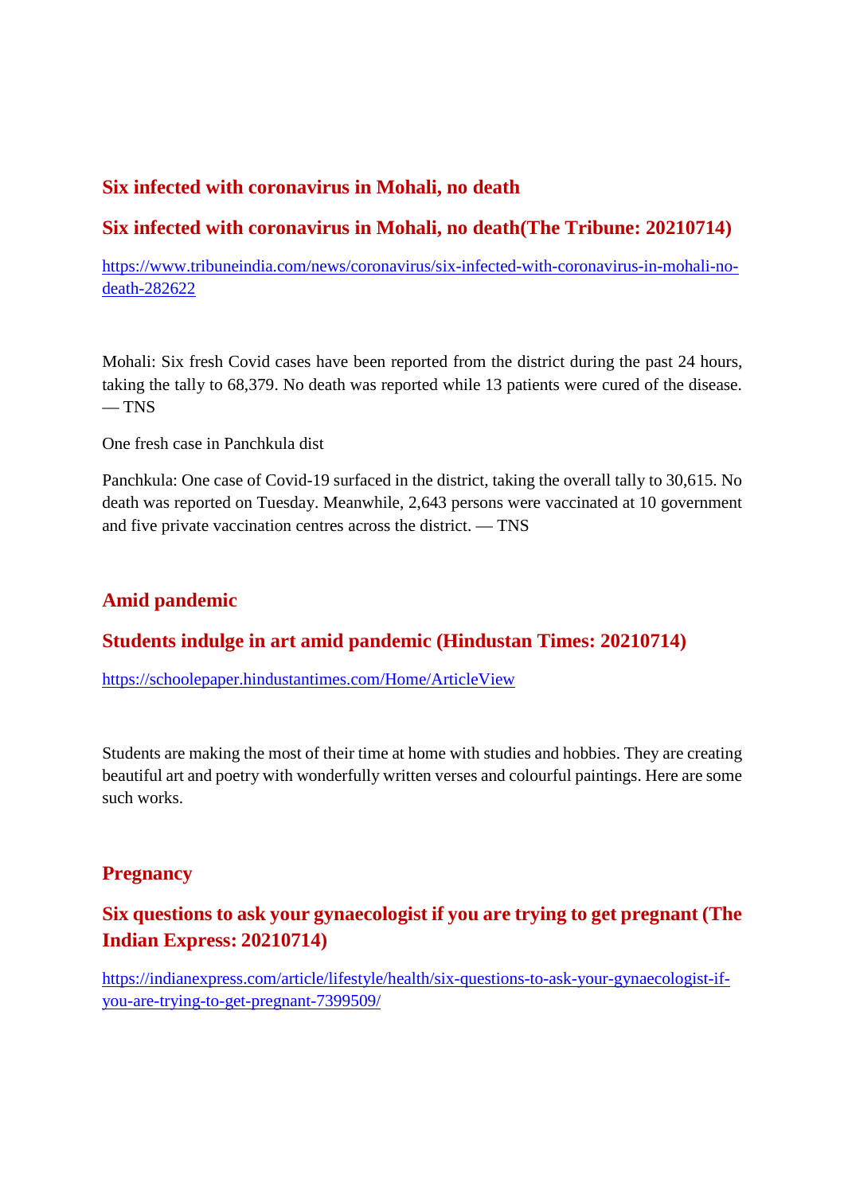## Six infected with coronavirus in Mohali, no death

### Six infected with coronavirus in Mohali, no death(The Tribune: 20210714)

https://www.tribuneindia.com/news/coronavirus/six-infected-with-coronavirus-in-mohali-no-death-282622

Mohali: Six fresh Covid cases have been reported from the district during the past 24 hours, taking the tally to 68,379. No death was reported while 13 patients were cured of the disease. — TNS

One fresh case in Panchkula dist

Panchkula: One case of Covid-19 surfaced in the district, taking the overall tally to 30,615. No death was reported on Tuesday. Meanwhile, 2,643 persons were vaccinated at 10 government and five private vaccination centres across the district. — TNS

## Amid pandemic

### Students indulge in art amid pandemic (Hindustan Times: 20210714)

https://schoolepaper.hindustantimes.com/Home/ArticleView

Students are making the most of their time at home with studies and hobbies. They are creating beautiful art and poetry with wonderfully written verses and colourful paintings. Here are some such works.

## Pregnancy

### Six questions to ask your gynaecologist if you are trying to get pregnant (The Indian Express: 20210714)

https://indianexpress.com/article/lifestyle/health/six-questions-to-ask-your-gynaecologist-if-you-are-trying-to-get-pregnant-7399509/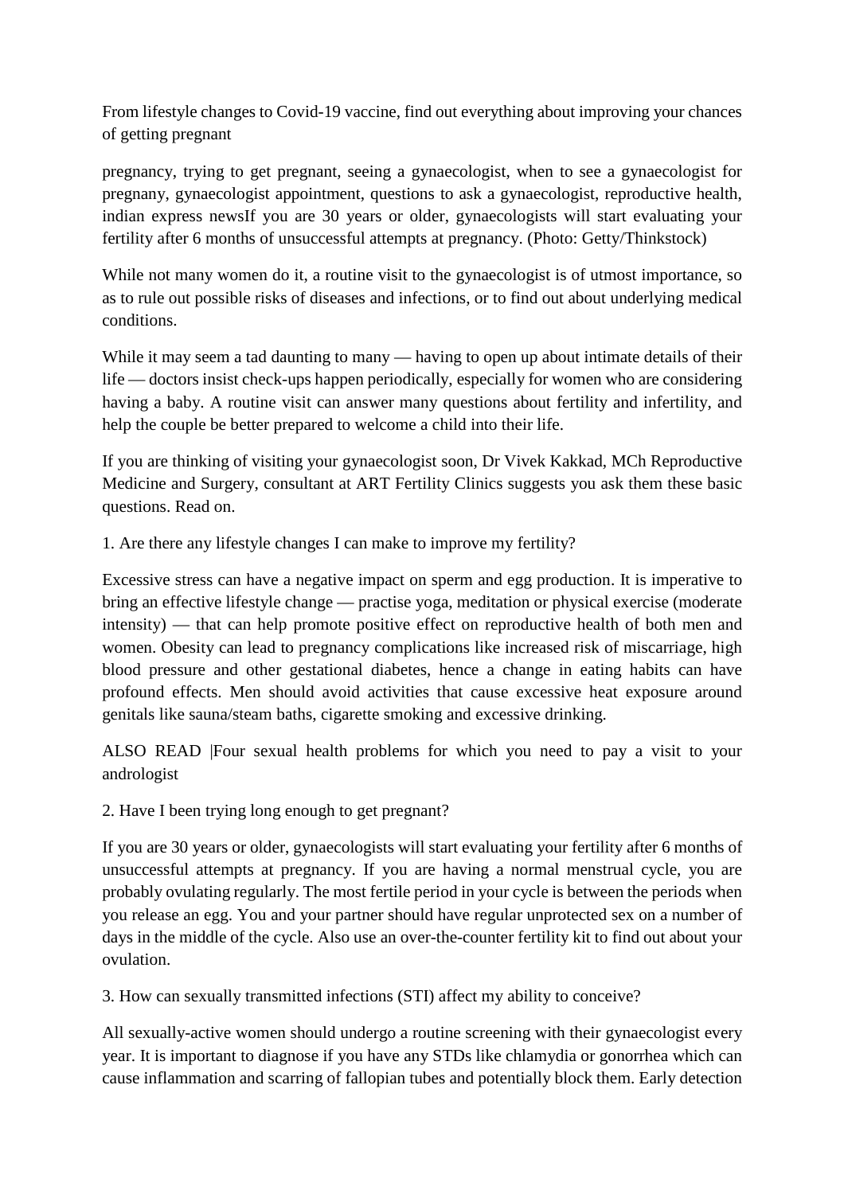From lifestyle changes to Covid-19 vaccine, find out everything about improving your chances of getting pregnant

pregnancy, trying to get pregnant, seeing a gynaecologist, when to see a gynaecologist for pregnany, gynaecologist appointment, questions to ask a gynaecologist, reproductive health, indian express newsIf you are 30 years or older, gynaecologists will start evaluating your fertility after 6 months of unsuccessful attempts at pregnancy. (Photo: Getty/Thinkstock)

While not many women do it, a routine visit to the gynaecologist is of utmost importance, so as to rule out possible risks of diseases and infections, or to find out about underlying medical conditions.

While it may seem a tad daunting to many — having to open up about intimate details of their life — doctors insist check-ups happen periodically, especially for women who are considering having a baby. A routine visit can answer many questions about fertility and infertility, and help the couple be better prepared to welcome a child into their life.

If you are thinking of visiting your gynaecologist soon, Dr Vivek Kakkad, MCh Reproductive Medicine and Surgery, consultant at ART Fertility Clinics suggests you ask them these basic questions. Read on.

1. Are there any lifestyle changes I can make to improve my fertility?

Excessive stress can have a negative impact on sperm and egg production. It is imperative to bring an effective lifestyle change — practise yoga, meditation or physical exercise (moderate intensity) — that can help promote positive effect on reproductive health of both men and women. Obesity can lead to pregnancy complications like increased risk of miscarriage, high blood pressure and other gestational diabetes, hence a change in eating habits can have profound effects. Men should avoid activities that cause excessive heat exposure around genitals like sauna/steam baths, cigarette smoking and excessive drinking.

ALSO READ |Four sexual health problems for which you need to pay a visit to your andrologist

2. Have I been trying long enough to get pregnant?

If you are 30 years or older, gynaecologists will start evaluating your fertility after 6 months of unsuccessful attempts at pregnancy. If you are having a normal menstrual cycle, you are probably ovulating regularly. The most fertile period in your cycle is between the periods when you release an egg. You and your partner should have regular unprotected sex on a number of days in the middle of the cycle. Also use an over-the-counter fertility kit to find out about your ovulation.

3. How can sexually transmitted infections (STI) affect my ability to conceive?

All sexually-active women should undergo a routine screening with their gynaecologist every year. It is important to diagnose if you have any STDs like chlamydia or gonorrhea which can cause inflammation and scarring of fallopian tubes and potentially block them. Early detection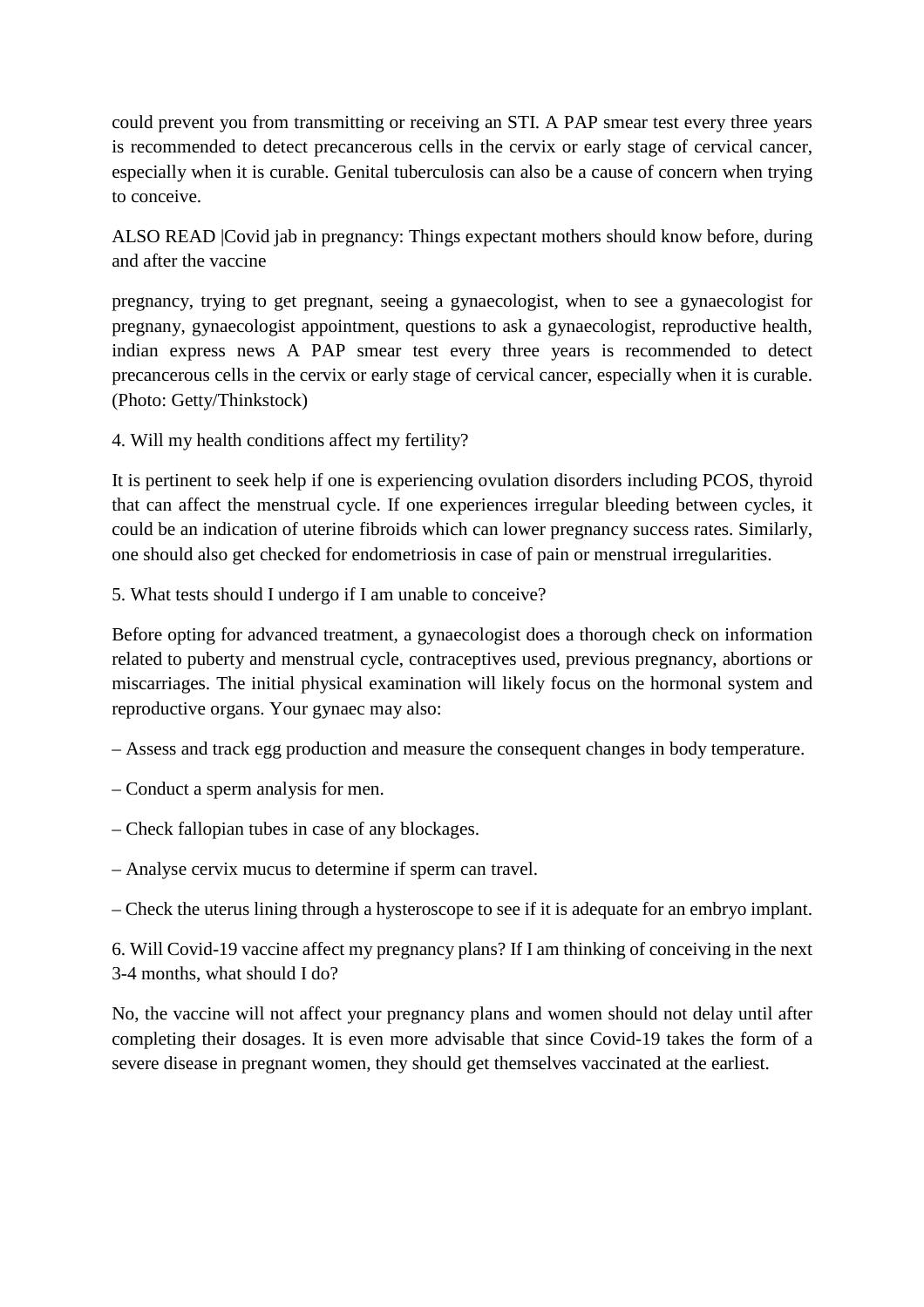could prevent you from transmitting or receiving an STI. A PAP smear test every three years is recommended to detect precancerous cells in the cervix or early stage of cervical cancer, especially when it is curable. Genital tuberculosis can also be a cause of concern when trying to conceive.

ALSO READ |Covid jab in pregnancy: Things expectant mothers should know before, during and after the vaccine

pregnancy, trying to get pregnant, seeing a gynaecologist, when to see a gynaecologist for pregnany, gynaecologist appointment, questions to ask a gynaecologist, reproductive health, indian express news A PAP smear test every three years is recommended to detect precancerous cells in the cervix or early stage of cervical cancer, especially when it is curable. (Photo: Getty/Thinkstock)

4. Will my health conditions affect my fertility?

It is pertinent to seek help if one is experiencing ovulation disorders including PCOS, thyroid that can affect the menstrual cycle. If one experiences irregular bleeding between cycles, it could be an indication of uterine fibroids which can lower pregnancy success rates. Similarly, one should also get checked for endometriosis in case of pain or menstrual irregularities.

5. What tests should I undergo if I am unable to conceive?

Before opting for advanced treatment, a gynaecologist does a thorough check on information related to puberty and menstrual cycle, contraceptives used, previous pregnancy, abortions or miscarriages. The initial physical examination will likely focus on the hormonal system and reproductive organs. Your gynaec may also:

– Assess and track egg production and measure the consequent changes in body temperature.

– Conduct a sperm analysis for men.

– Check fallopian tubes in case of any blockages.

– Analyse cervix mucus to determine if sperm can travel.

– Check the uterus lining through a hysteroscope to see if it is adequate for an embryo implant.

6. Will Covid-19 vaccine affect my pregnancy plans? If I am thinking of conceiving in the next 3-4 months, what should I do?

No, the vaccine will not affect your pregnancy plans and women should not delay until after completing their dosages. It is even more advisable that since Covid-19 takes the form of a severe disease in pregnant women, they should get themselves vaccinated at the earliest.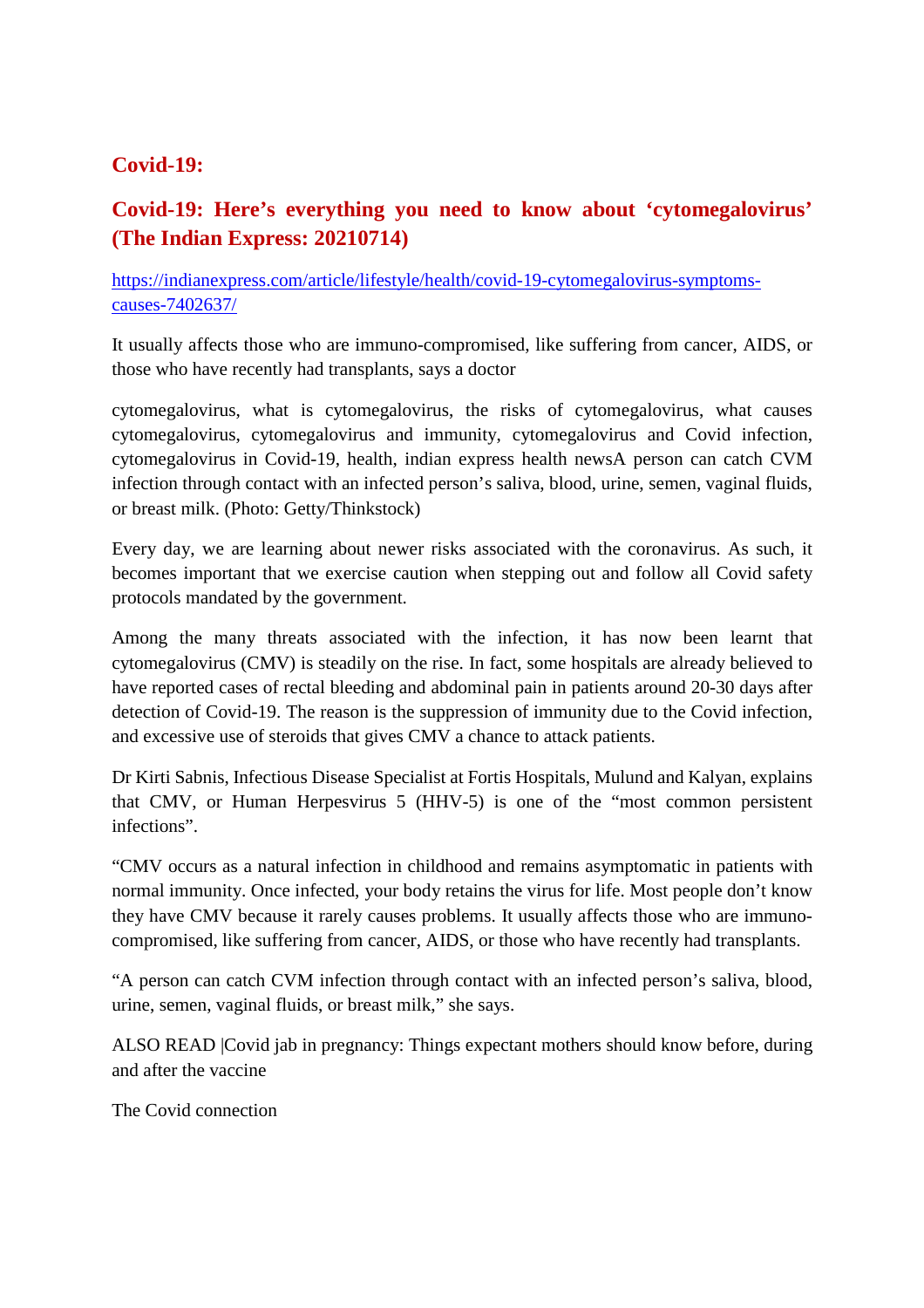## Covid-19:

## Covid-19: Here's everything you need to know about 'cytomegalovirus' (The Indian Express: 20210714)

https://indianexpress.com/article/lifestyle/health/covid-19-cytomegalovirus-symptoms-causes-7402637/

It usually affects those who are immuno-compromised, like suffering from cancer, AIDS, or those who have recently had transplants, says a doctor

cytomegalovirus, what is cytomegalovirus, the risks of cytomegalovirus, what causes cytomegalovirus, cytomegalovirus and immunity, cytomegalovirus and Covid infection, cytomegalovirus in Covid-19, health, indian express health newsA person can catch CVM infection through contact with an infected person's saliva, blood, urine, semen, vaginal fluids, or breast milk. (Photo: Getty/Thinkstock)

Every day, we are learning about newer risks associated with the coronavirus. As such, it becomes important that we exercise caution when stepping out and follow all Covid safety protocols mandated by the government.

Among the many threats associated with the infection, it has now been learnt that cytomegalovirus (CMV) is steadily on the rise. In fact, some hospitals are already believed to have reported cases of rectal bleeding and abdominal pain in patients around 20-30 days after detection of Covid-19. The reason is the suppression of immunity due to the Covid infection, and excessive use of steroids that gives CMV a chance to attack patients.

Dr Kirti Sabnis, Infectious Disease Specialist at Fortis Hospitals, Mulund and Kalyan, explains that CMV, or Human Herpesvirus 5 (HHV-5) is one of the "most common persistent infections".

"CMV occurs as a natural infection in childhood and remains asymptomatic in patients with normal immunity. Once infected, your body retains the virus for life. Most people don't know they have CMV because it rarely causes problems. It usually affects those who are immuno-compromised, like suffering from cancer, AIDS, or those who have recently had transplants.

"A person can catch CVM infection through contact with an infected person's saliva, blood, urine, semen, vaginal fluids, or breast milk," she says.

ALSO READ |Covid jab in pregnancy: Things expectant mothers should know before, during and after the vaccine

The Covid connection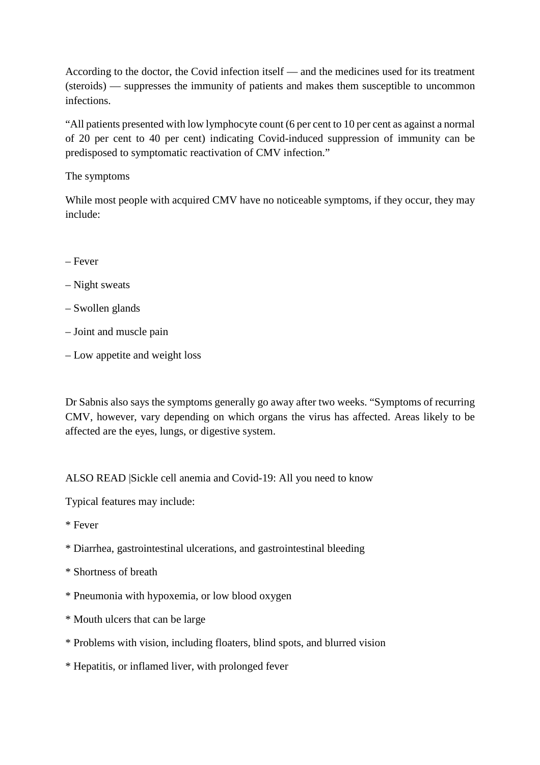According to the doctor, the Covid infection itself — and the medicines used for its treatment (steroids) — suppresses the immunity of patients and makes them susceptible to uncommon infections.

“All patients presented with low lymphocyte count (6 per cent to 10 per cent as against a normal of 20 per cent to 40 per cent) indicating Covid-induced suppression of immunity can be predisposed to symptomatic reactivation of CMV infection.”

The symptoms

While most people with acquired CMV have no noticeable symptoms, if they occur, they may include:

– Fever

– Night sweats

– Swollen glands

– Joint and muscle pain

– Low appetite and weight loss

Dr Sabnis also says the symptoms generally go away after two weeks. “Symptoms of recurring CMV, however, vary depending on which organs the virus has affected. Areas likely to be affected are the eyes, lungs, or digestive system.

ALSO READ |Sickle cell anemia and Covid-19: All you need to know

Typical features may include:

* Fever

* Diarrhea, gastrointestinal ulcerations, and gastrointestinal bleeding

* Shortness of breath

* Pneumonia with hypoxemia, or low blood oxygen

* Mouth ulcers that can be large

* Problems with vision, including floaters, blind spots, and blurred vision

* Hepatitis, or inflamed liver, with prolonged fever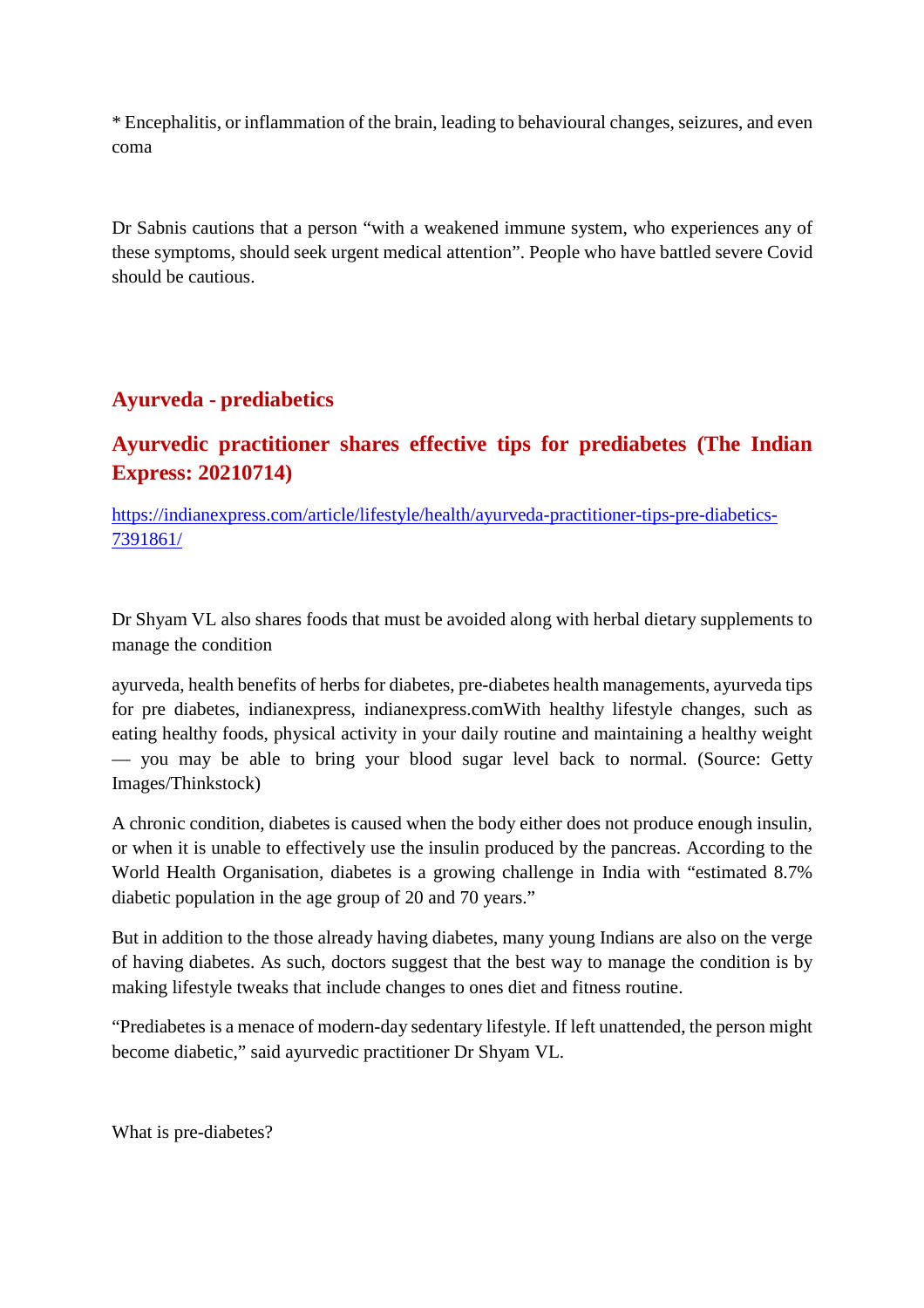* Encephalitis, or inflammation of the brain, leading to behavioural changes, seizures, and even coma

Dr Sabnis cautions that a person "with a weakened immune system, who experiences any of these symptoms, should seek urgent medical attention". People who have battled severe Covid should be cautious.

## Ayurveda - prediabetics

## Ayurvedic practitioner shares effective tips for prediabetes (The Indian Express: 20210714)

https://indianexpress.com/article/lifestyle/health/ayurveda-practitioner-tips-pre-diabetics-7391861/

Dr Shyam VL also shares foods that must be avoided along with herbal dietary supplements to manage the condition

ayurveda, health benefits of herbs for diabetes, pre-diabetes health managements, ayurveda tips for pre diabetes, indianexpress, indianexpress.comWith healthy lifestyle changes, such as eating healthy foods, physical activity in your daily routine and maintaining a healthy weight — you may be able to bring your blood sugar level back to normal. (Source: Getty Images/Thinkstock)

A chronic condition, diabetes is caused when the body either does not produce enough insulin, or when it is unable to effectively use the insulin produced by the pancreas. According to the World Health Organisation, diabetes is a growing challenge in India with "estimated 8.7% diabetic population in the age group of 20 and 70 years."

But in addition to the those already having diabetes, many young Indians are also on the verge of having diabetes. As such, doctors suggest that the best way to manage the condition is by making lifestyle tweaks that include changes to ones diet and fitness routine.

"Prediabetes is a menace of modern-day sedentary lifestyle. If left unattended, the person might become diabetic," said ayurvedic practitioner Dr Shyam VL.

What is pre-diabetes?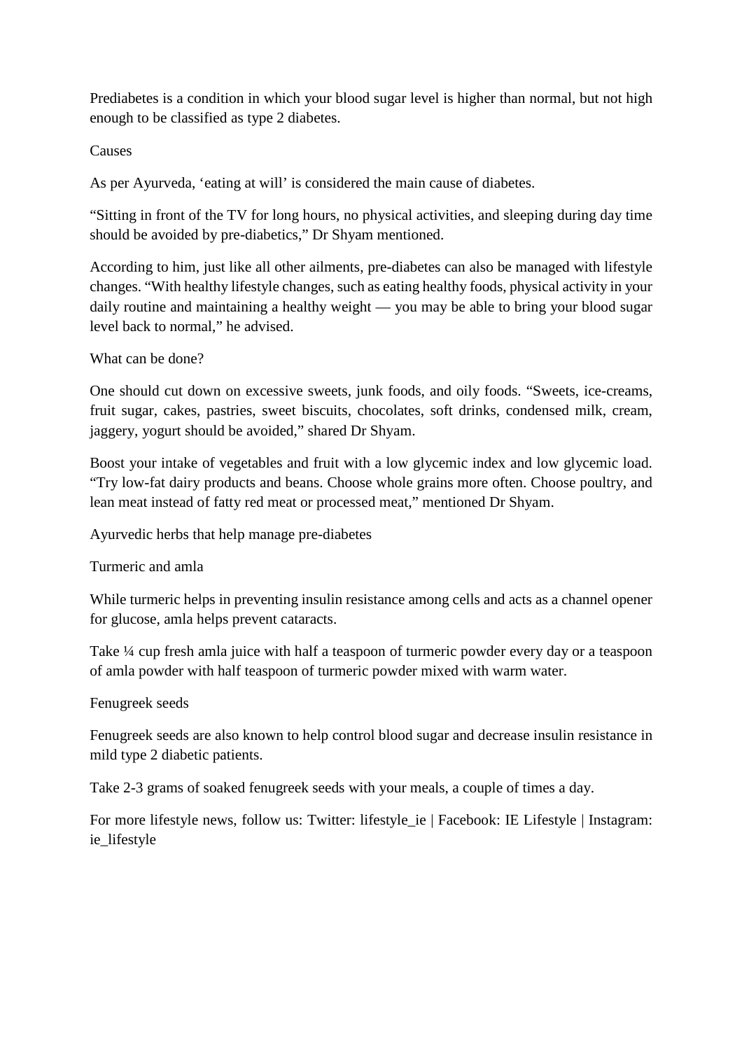Prediabetes is a condition in which your blood sugar level is higher than normal, but not high enough to be classified as type 2 diabetes.

## Causes

As per Ayurveda, 'eating at will' is considered the main cause of diabetes.

"Sitting in front of the TV for long hours, no physical activities, and sleeping during day time should be avoided by pre-diabetics," Dr Shyam mentioned.

According to him, just like all other ailments, pre-diabetes can also be managed with lifestyle changes. "With healthy lifestyle changes, such as eating healthy foods, physical activity in your daily routine and maintaining a healthy weight — you may be able to bring your blood sugar level back to normal," he advised.

## What can be done?

One should cut down on excessive sweets, junk foods, and oily foods. "Sweets, ice-creams, fruit sugar, cakes, pastries, sweet biscuits, chocolates, soft drinks, condensed milk, cream, jaggery, yogurt should be avoided," shared Dr Shyam.

Boost your intake of vegetables and fruit with a low glycemic index and low glycemic load. "Try low-fat dairy products and beans. Choose whole grains more often. Choose poultry, and lean meat instead of fatty red meat or processed meat," mentioned Dr Shyam.

## Ayurvedic herbs that help manage pre-diabetes

### Turmeric and amla

While turmeric helps in preventing insulin resistance among cells and acts as a channel opener for glucose, amla helps prevent cataracts.

Take ¼ cup fresh amla juice with half a teaspoon of turmeric powder every day or a teaspoon of amla powder with half teaspoon of turmeric powder mixed with warm water.

### Fenugreek seeds

Fenugreek seeds are also known to help control blood sugar and decrease insulin resistance in mild type 2 diabetic patients.

Take 2-3 grams of soaked fenugreek seeds with your meals, a couple of times a day.

For more lifestyle news, follow us: Twitter: lifestyle_ie | Facebook: IE Lifestyle | Instagram: ie_lifestyle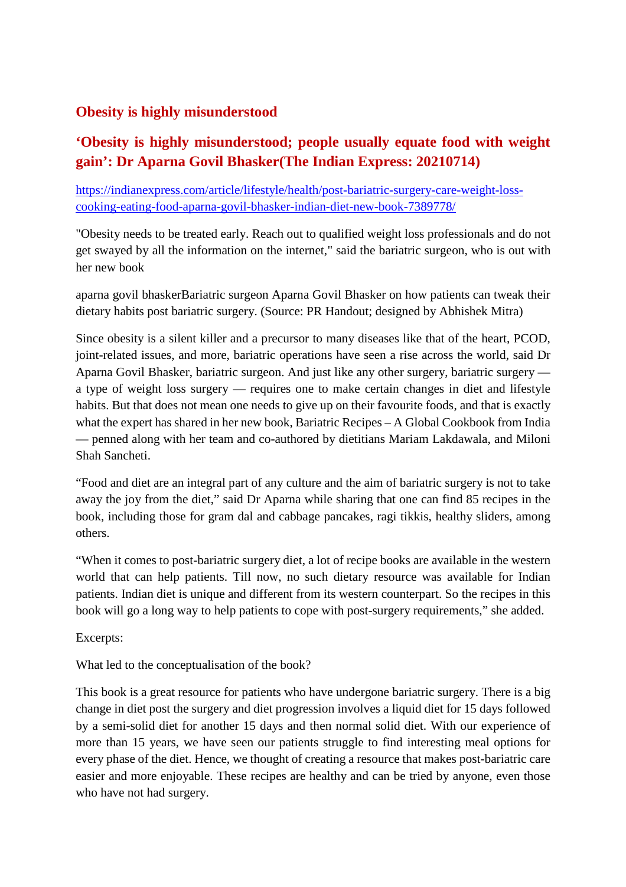## Obesity is highly misunderstood

### ‘Obesity is highly misunderstood; people usually equate food with weight gain’: Dr Aparna Govil Bhasker(The Indian Express: 20210714)

https://indianexpress.com/article/lifestyle/health/post-bariatric-surgery-care-weight-loss-cooking-eating-food-aparna-govil-bhasker-indian-diet-new-book-7389778/

"Obesity needs to be treated early. Reach out to qualified weight loss professionals and do not get swayed by all the information on the internet," said the bariatric surgeon, who is out with her new book

aparna govil bhaskerBariatric surgeon Aparna Govil Bhasker on how patients can tweak their dietary habits post bariatric surgery. (Source: PR Handout; designed by Abhishek Mitra)

Since obesity is a silent killer and a precursor to many diseases like that of the heart, PCOD, joint-related issues, and more, bariatric operations have seen a rise across the world, said Dr Aparna Govil Bhasker, bariatric surgeon. And just like any other surgery, bariatric surgery — a type of weight loss surgery — requires one to make certain changes in diet and lifestyle habits. But that does not mean one needs to give up on their favourite foods, and that is exactly what the expert has shared in her new book, Bariatric Recipes – A Global Cookbook from India — penned along with her team and co-authored by dietitians Mariam Lakdawala, and Miloni Shah Sancheti.

“Food and diet are an integral part of any culture and the aim of bariatric surgery is not to take away the joy from the diet,” said Dr Aparna while sharing that one can find 85 recipes in the book, including those for gram dal and cabbage pancakes, ragi tikkis, healthy sliders, among others.

“When it comes to post-bariatric surgery diet, a lot of recipe books are available in the western world that can help patients. Till now, no such dietary resource was available for Indian patients. Indian diet is unique and different from its western counterpart. So the recipes in this book will go a long way to help patients to cope with post-surgery requirements,” she added.

Excerpts:

What led to the conceptualisation of the book?

This book is a great resource for patients who have undergone bariatric surgery. There is a big change in diet post the surgery and diet progression involves a liquid diet for 15 days followed by a semi-solid diet for another 15 days and then normal solid diet. With our experience of more than 15 years, we have seen our patients struggle to find interesting meal options for every phase of the diet. Hence, we thought of creating a resource that makes post-bariatric care easier and more enjoyable. These recipes are healthy and can be tried by anyone, even those who have not had surgery.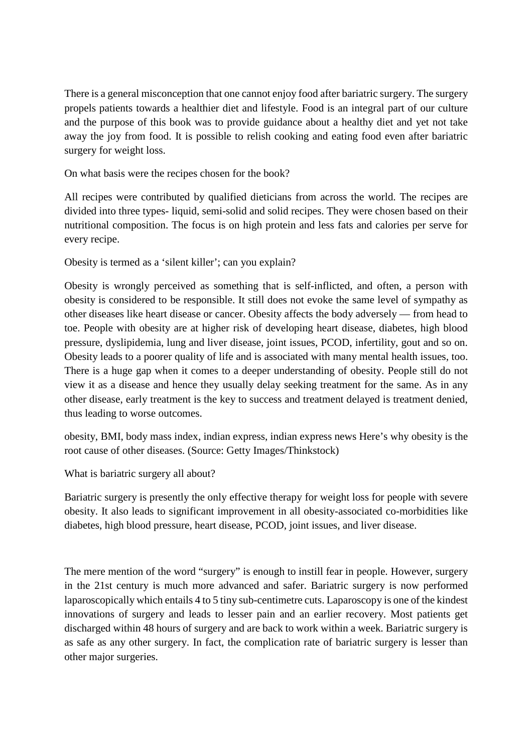There is a general misconception that one cannot enjoy food after bariatric surgery. The surgery propels patients towards a healthier diet and lifestyle. Food is an integral part of our culture and the purpose of this book was to provide guidance about a healthy diet and yet not take away the joy from food. It is possible to relish cooking and eating food even after bariatric surgery for weight loss.

On what basis were the recipes chosen for the book?

All recipes were contributed by qualified dieticians from across the world. The recipes are divided into three types- liquid, semi-solid and solid recipes. They were chosen based on their nutritional composition. The focus is on high protein and less fats and calories per serve for every recipe.

Obesity is termed as a 'silent killer'; can you explain?

Obesity is wrongly perceived as something that is self-inflicted, and often, a person with obesity is considered to be responsible. It still does not evoke the same level of sympathy as other diseases like heart disease or cancer. Obesity affects the body adversely — from head to toe. People with obesity are at higher risk of developing heart disease, diabetes, high blood pressure, dyslipidemia, lung and liver disease, joint issues, PCOD, infertility, gout and so on. Obesity leads to a poorer quality of life and is associated with many mental health issues, too. There is a huge gap when it comes to a deeper understanding of obesity. People still do not view it as a disease and hence they usually delay seeking treatment for the same. As in any other disease, early treatment is the key to success and treatment delayed is treatment denied, thus leading to worse outcomes.

obesity, BMI, body mass index, indian express, indian express news Here's why obesity is the root cause of other diseases. (Source: Getty Images/Thinkstock)

What is bariatric surgery all about?

Bariatric surgery is presently the only effective therapy for weight loss for people with severe obesity. It also leads to significant improvement in all obesity-associated co-morbidities like diabetes, high blood pressure, heart disease, PCOD, joint issues, and liver disease.

The mere mention of the word "surgery" is enough to instill fear in people. However, surgery in the 21st century is much more advanced and safer. Bariatric surgery is now performed laparoscopically which entails 4 to 5 tiny sub-centimetre cuts. Laparoscopy is one of the kindest innovations of surgery and leads to lesser pain and an earlier recovery. Most patients get discharged within 48 hours of surgery and are back to work within a week. Bariatric surgery is as safe as any other surgery. In fact, the complication rate of bariatric surgery is lesser than other major surgeries.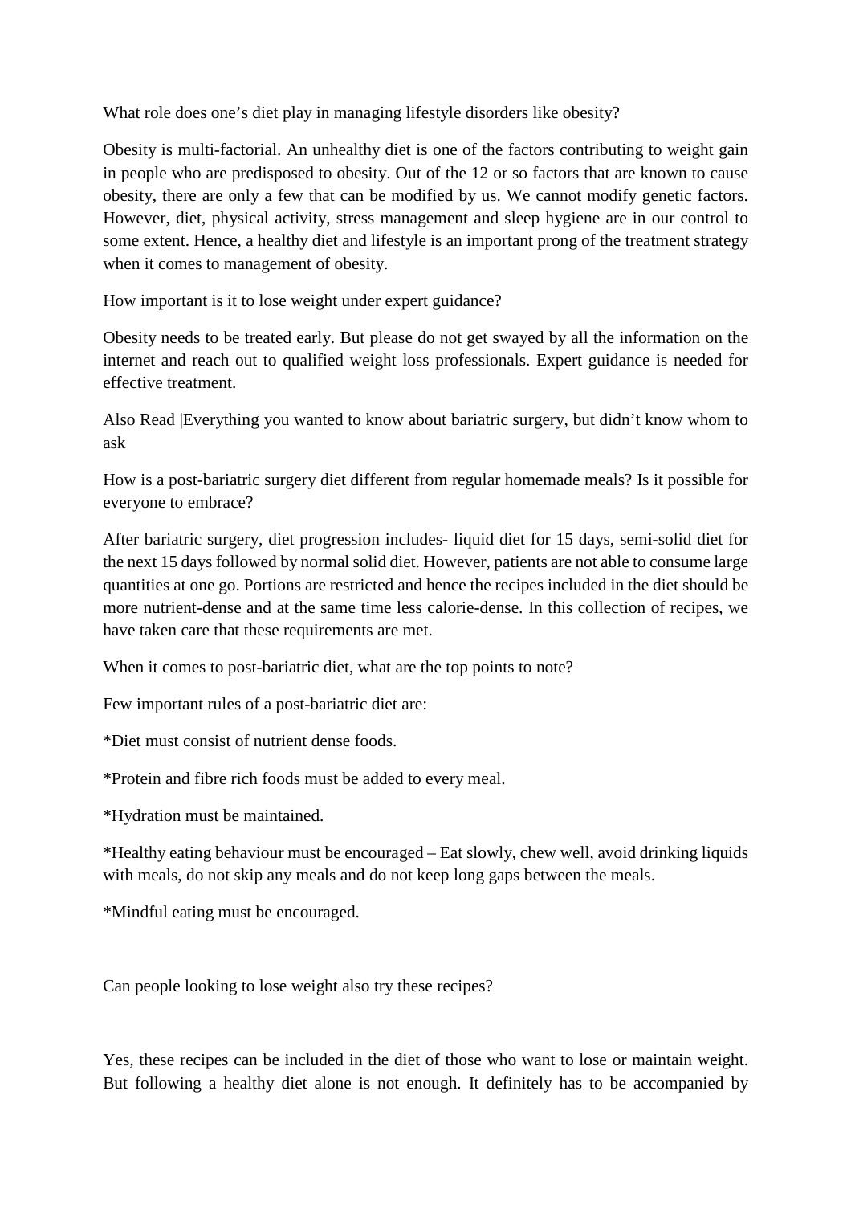What role does one's diet play in managing lifestyle disorders like obesity?

Obesity is multi-factorial. An unhealthy diet is one of the factors contributing to weight gain in people who are predisposed to obesity. Out of the 12 or so factors that are known to cause obesity, there are only a few that can be modified by us. We cannot modify genetic factors. However, diet, physical activity, stress management and sleep hygiene are in our control to some extent. Hence, a healthy diet and lifestyle is an important prong of the treatment strategy when it comes to management of obesity.

How important is it to lose weight under expert guidance?

Obesity needs to be treated early. But please do not get swayed by all the information on the internet and reach out to qualified weight loss professionals. Expert guidance is needed for effective treatment.

Also Read |Everything you wanted to know about bariatric surgery, but didn't know whom to ask

How is a post-bariatric surgery diet different from regular homemade meals? Is it possible for everyone to embrace?

After bariatric surgery, diet progression includes- liquid diet for 15 days, semi-solid diet for the next 15 days followed by normal solid diet. However, patients are not able to consume large quantities at one go. Portions are restricted and hence the recipes included in the diet should be more nutrient-dense and at the same time less calorie-dense. In this collection of recipes, we have taken care that these requirements are met.

When it comes to post-bariatric diet, what are the top points to note?

Few important rules of a post-bariatric diet are:

*Diet must consist of nutrient dense foods.

*Protein and fibre rich foods must be added to every meal.

*Hydration must be maintained.

*Healthy eating behaviour must be encouraged – Eat slowly, chew well, avoid drinking liquids with meals, do not skip any meals and do not keep long gaps between the meals.

*Mindful eating must be encouraged.

Can people looking to lose weight also try these recipes?

Yes, these recipes can be included in the diet of those who want to lose or maintain weight. But following a healthy diet alone is not enough. It definitely has to be accompanied by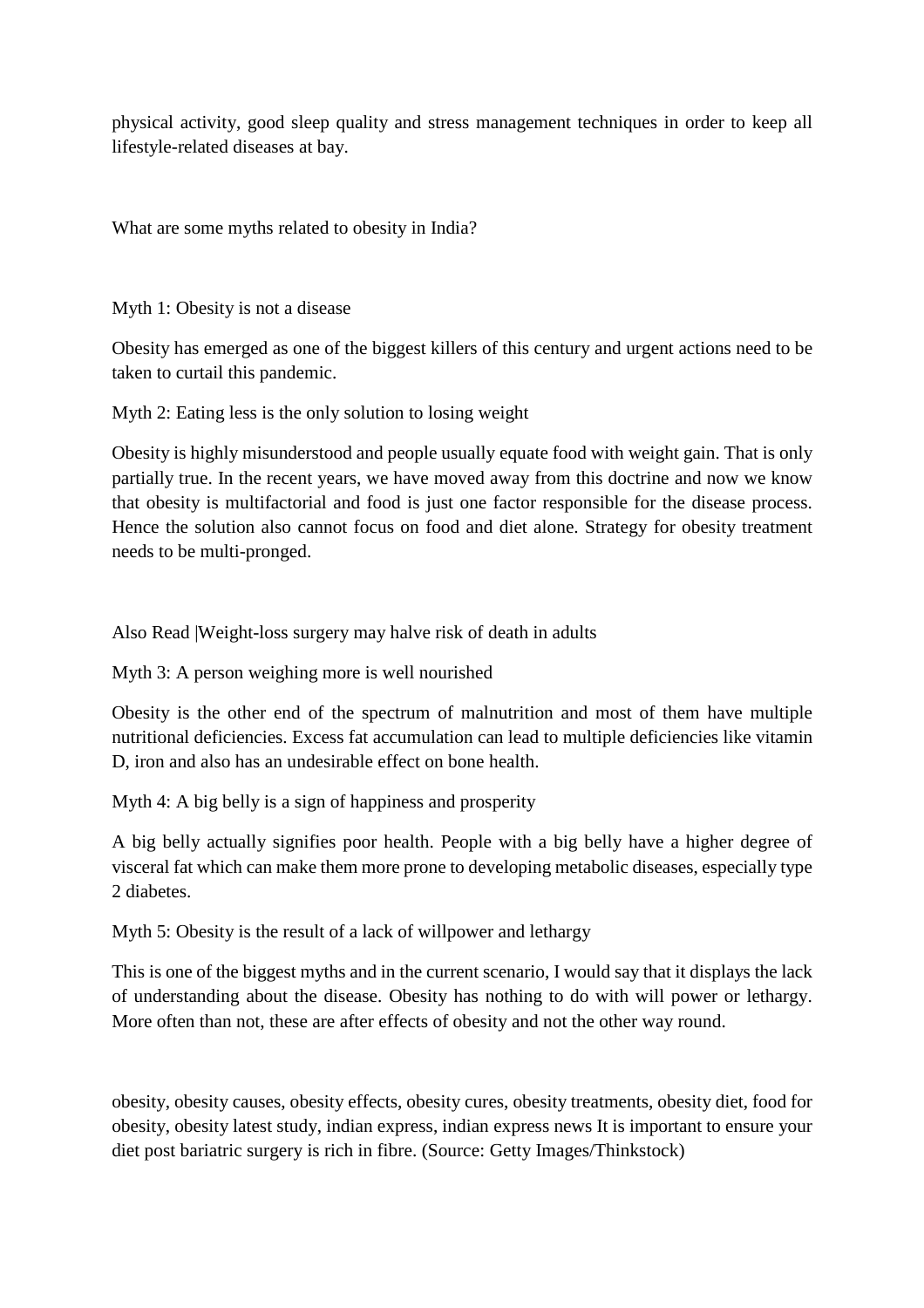physical activity, good sleep quality and stress management techniques in order to keep all lifestyle-related diseases at bay.

What are some myths related to obesity in India?

Myth 1: Obesity is not a disease

Obesity has emerged as one of the biggest killers of this century and urgent actions need to be taken to curtail this pandemic.

Myth 2: Eating less is the only solution to losing weight

Obesity is highly misunderstood and people usually equate food with weight gain. That is only partially true. In the recent years, we have moved away from this doctrine and now we know that obesity is multifactorial and food is just one factor responsible for the disease process. Hence the solution also cannot focus on food and diet alone. Strategy for obesity treatment needs to be multi-pronged.

Also Read |Weight-loss surgery may halve risk of death in adults

Myth 3: A person weighing more is well nourished

Obesity is the other end of the spectrum of malnutrition and most of them have multiple nutritional deficiencies. Excess fat accumulation can lead to multiple deficiencies like vitamin D, iron and also has an undesirable effect on bone health.

Myth 4: A big belly is a sign of happiness and prosperity

A big belly actually signifies poor health. People with a big belly have a higher degree of visceral fat which can make them more prone to developing metabolic diseases, especially type 2 diabetes.

Myth 5: Obesity is the result of a lack of willpower and lethargy

This is one of the biggest myths and in the current scenario, I would say that it displays the lack of understanding about the disease. Obesity has nothing to do with will power or lethargy. More often than not, these are after effects of obesity and not the other way round.

obesity, obesity causes, obesity effects, obesity cures, obesity treatments, obesity diet, food for obesity, obesity latest study, indian express, indian express news It is important to ensure your diet post bariatric surgery is rich in fibre. (Source: Getty Images/Thinkstock)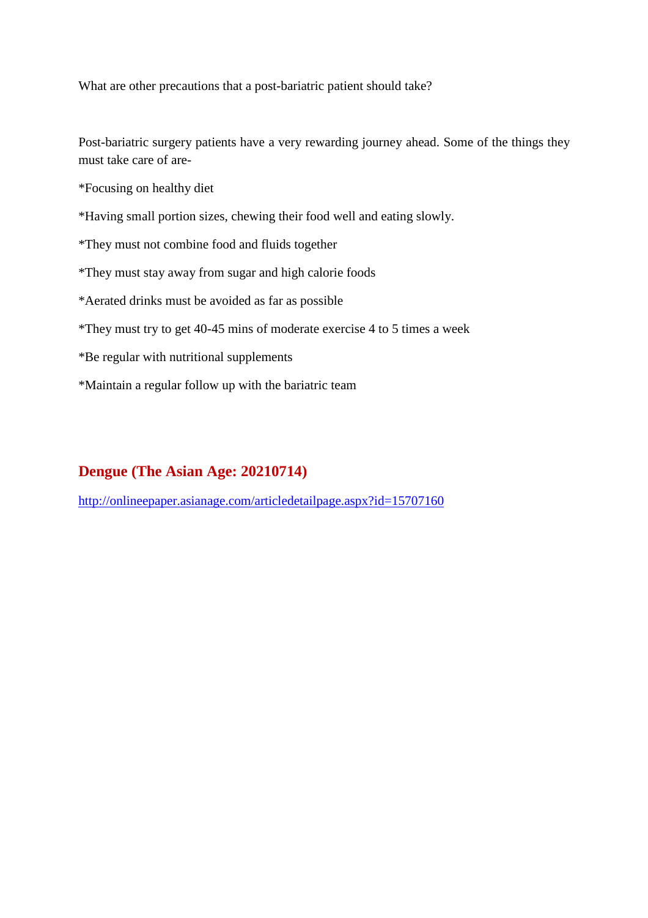What are other precautions that a post-bariatric patient should take?

Post-bariatric surgery patients have a very rewarding journey ahead. Some of the things they must take care of are-

*Focusing on healthy diet

*Having small portion sizes, chewing their food well and eating slowly.

*They must not combine food and fluids together

*They must stay away from sugar and high calorie foods

*Aerated drinks must be avoided as far as possible

*They must try to get 40-45 mins of moderate exercise 4 to 5 times a week

*Be regular with nutritional supplements

*Maintain a regular follow up with the bariatric team

## Dengue (The Asian Age: 20210714)

http://onlineepaper.asianage.com/articledetailpage.aspx?id=15707160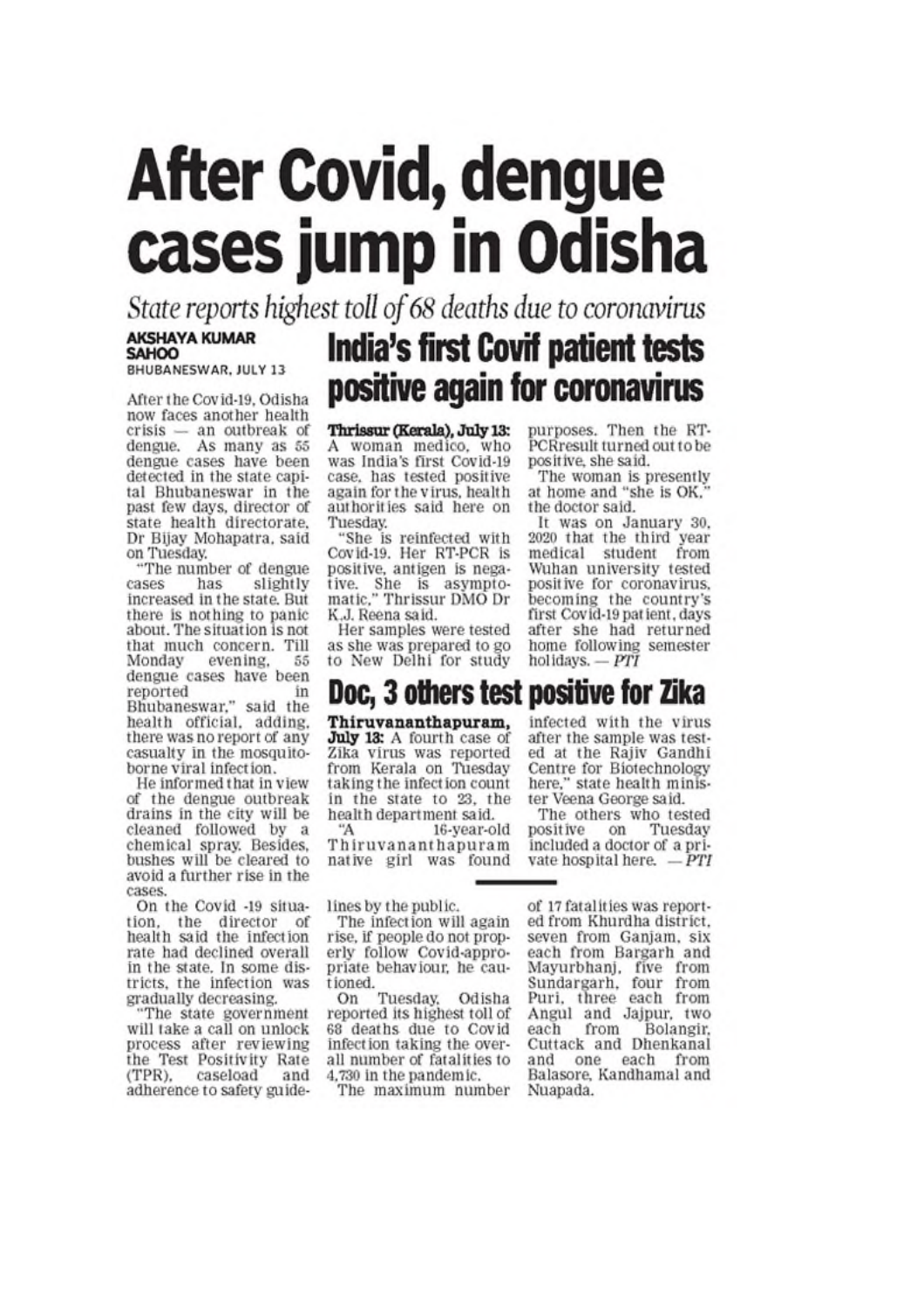# After Covid, dengue cases jump in Odisha

*State reports highest toll of 68 deaths due to coronavirus*

**AKSHAYA KUMAR SAHOO**
BHUBANESWAR, JULY 13

After the Covid-19, Odisha now faces another health crisis — an outbreak of dengue. As many as 55 dengue cases have been detected in the state capital Bhubaneswar in the past few days, director of state health directorate, Dr Bijay Mohapatra, said on Tuesday.

"The number of dengue cases has slightly increased in the state. But there is nothing to panic about. The situation is not that much concern. Till Monday evening, 55 dengue cases have been reported in Bhubaneswar," said the health official, adding, there was no report of any casualty in the mosquito-borne viral infection.

He informed that in view of the dengue outbreak drains in the city will be cleaned followed by a chemical spray. Besides, bushes will be cleared to avoid a further rise in the cases.

On the Covid -19 situation, the director of health said the infection rate had declined overall in the state. In some districts, the infection was gradually decreasing.

"The state government will take a call on unlock process after reviewing the Test Positivity Rate (TPR), caseload and adherence to safety guidelines by the public.

The infection will again rise, if people do not properly follow Covid-appropriate behaviour, he cautioned.

On Tuesday, Odisha reported its highest toll of 68 deaths due to Covid infection taking the overall number of fatalities to 4,730 in the pandemic.

The maximum number of 17 fatalities was reported from Khurdha district, seven from Ganjam, six each from Bargarh and Mayurbhanj, five from Sundargarh, four from Puri, three each from Angul and Jajpur, two each from Bolangir, Cuttack and Dhenkanal and one each from Balasore, Kandhamal and Nuapada.

## India's first Covif patient tests positive again for coronavirus

**Thrissur (Kerala), July 13:** A woman medico, who was India's first Covid-19 case, has tested positive again for the virus, health authorities said here on Tuesday.

"She is reinfected with Covid-19. Her RT-PCR is positive, antigen is negative. She is asymptomatic," Thrissur DMO Dr K.J. Reena said.

Her samples were tested as she was prepared to go to New Delhi for study purposes. Then the RT-PCRresult turned out to be positive, she said.

The woman is presently at home and "she is OK," the doctor said.

It was on January 30, 2020 that the third year medical student from Wuhan university tested positive for coronavirus, becoming the country's first Covid-19 patient, days after she had returned home following semester holidays. — *PTI*

## Doc, 3 others test positive for Zika

**Thiruvananthapuram, July 13:** A fourth case of Zika virus was reported from Kerala on Tuesday taking the infection count in the state to 23, the health department said.

"A 16-year-old Thiruvananthapuram native girl was found infected with the virus after the sample was tested at the Rajiv Gandhi Centre for Biotechnology here," state health minister Veena George said.

The others who tested positive on Tuesday included a doctor of a private hospital here. — *PTI*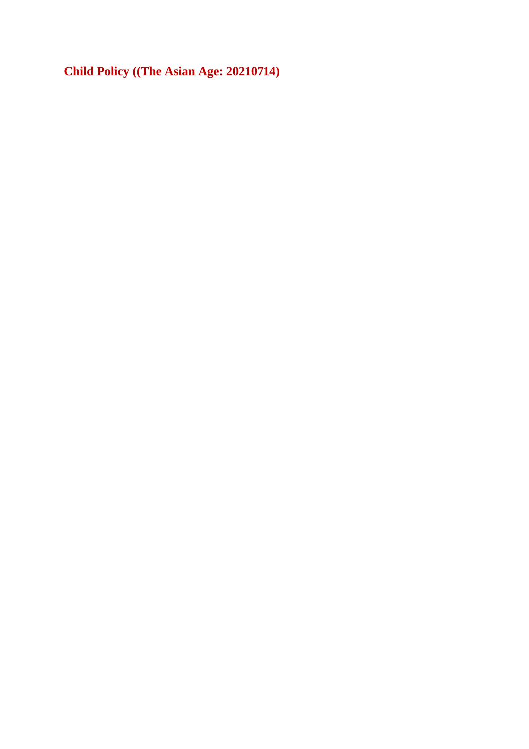**Child Policy ((The Asian Age: 20210714)**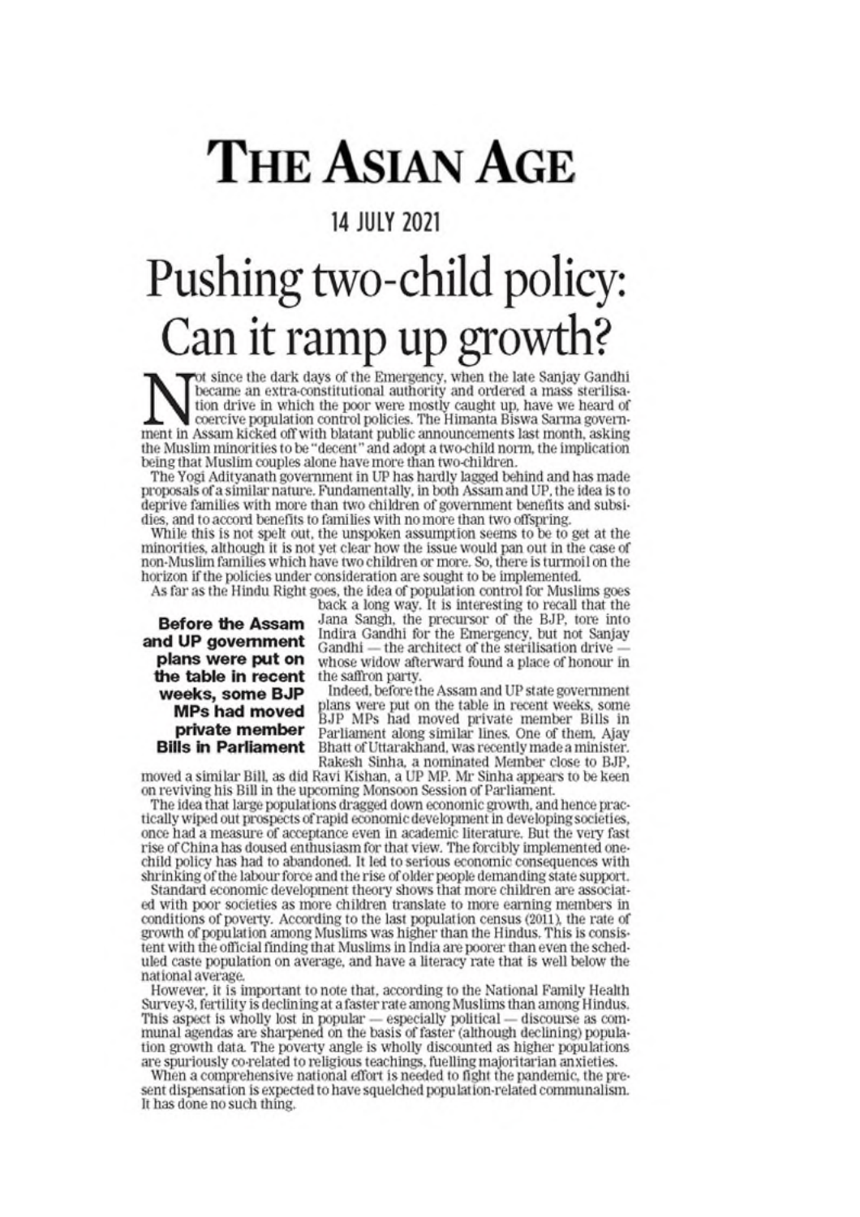# The Asian Age

14 JULY 2021

## Pushing two-child policy: Can it ramp up growth?

Not since the dark days of the Emergency, when the late Sanjay Gandhi became an extra-constitutional authority and ordered a mass sterilisation drive in which the poor were mostly caught up, have we heard of coercive population control policies. The Himanta Biswa Sarma government in Assam kicked off with blatant public announcements last month, asking the Muslim minorities to be "decent" and adopt a two-child norm, the implication being that Muslim couples alone have more than two-children.

The Yogi Adityanath government in UP has hardly lagged behind and has made proposals of a similar nature. Fundamentally, in both Assam and UP, the idea is to deprive families with more than two children of government benefits and subsidies, and to accord benefits to families with no more than two offspring.

While this is not spelt out, the unspoken assumption seems to be to get at the minorities, although it is not yet clear how the issue would pan out in the case of non-Muslim families which have two children or more. So, there is turmoil on the horizon if the policies under consideration are sought to be implemented.

As far as the Hindu Right goes, the idea of population control for Muslims goes back a long way. It is interesting to recall that the Jana Sangh, the precursor of the BJP, tore into Indira Gandhi for the Emergency, but not Sanjay Gandhi — the architect of the sterilisation drive — whose widow afterward found a place of honour in the saffron party.

**Before the Assam and UP government plans were put on the table in recent weeks, some BJP MPs had moved private member Bills in Parliament**

Indeed, before the Assam and UP state government plans were put on the table in recent weeks, some BJP MPs had moved private member Bills in Parliament along similar lines. One of them, Ajay Bhatt of Uttarakhand, was recently made a minister. Rakesh Sinha, a nominated Member close to BJP, moved a similar Bill, as did Ravi Kishan, a UP MP. Mr Sinha appears to be keen on reviving his Bill in the upcoming Monsoon Session of Parliament.

The idea that large populations dragged down economic growth, and hence practically wiped out prospects of rapid economic development in developing societies, once had a measure of acceptance even in academic literature. But the very fast rise of China has doused enthusiasm for that view. The forcibly implemented one-child policy has had to abandoned. It led to serious economic consequences with shrinking of the labour force and the rise of older people demanding state support.

Standard economic development theory shows that more children are associated with poor societies as more children translate to more earning members in conditions of poverty. According to the last population census (2011), the rate of growth of population among Muslims was higher than the Hindus. This is consistent with the official finding that Muslims in India are poorer than even the scheduled caste population on average, and have a literacy rate that is well below the national average.

However, it is important to note that, according to the National Family Health Survey-3, fertility is declining at a faster rate among Muslims than among Hindus. This aspect is wholly lost in popular — especially political — discourse as communal agendas are sharpened on the basis of faster (although declining) population growth data. The poverty angle is wholly discounted as higher populations are spuriously co-related to religious teachings, fuelling majoritarian anxieties.

When a comprehensive national effort is needed to fight the pandemic, the present dispensation is expected to have squelched population-related communalism. It has done no such thing.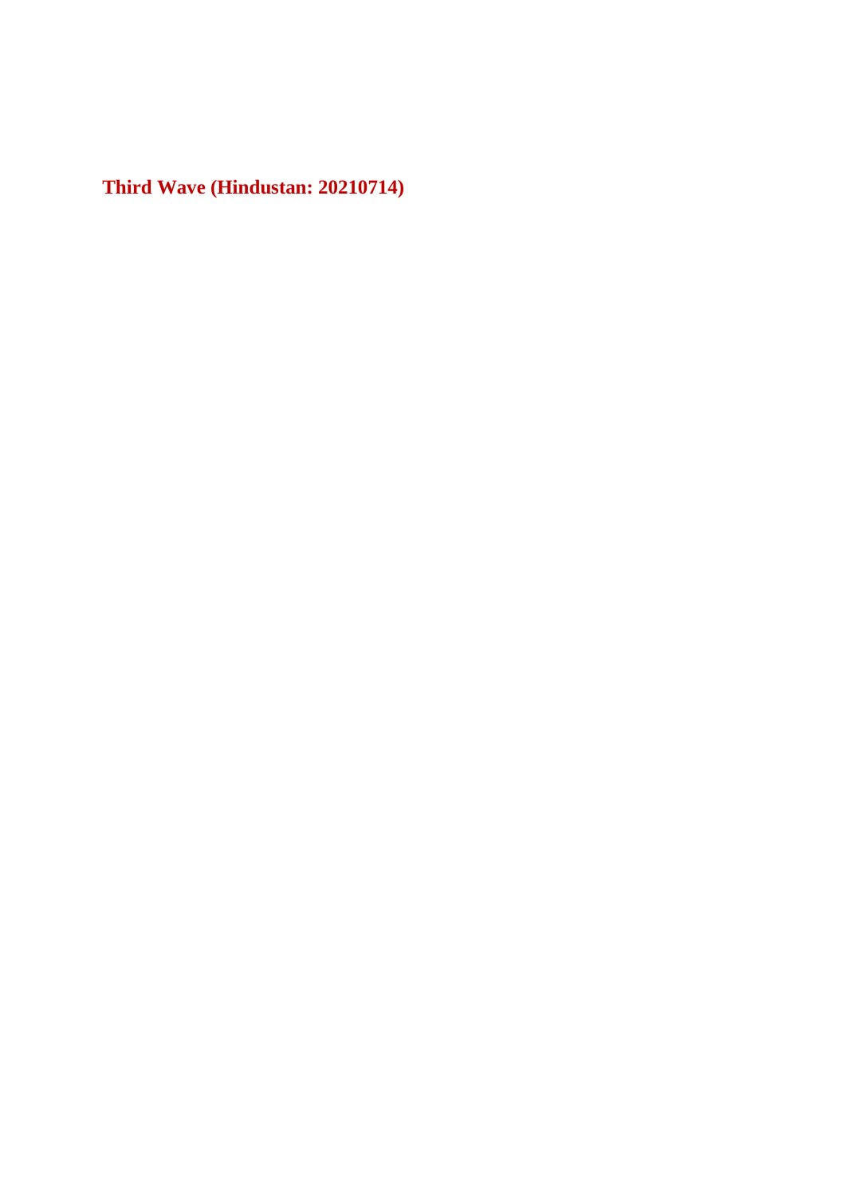## Third Wave (Hindustan: 20210714)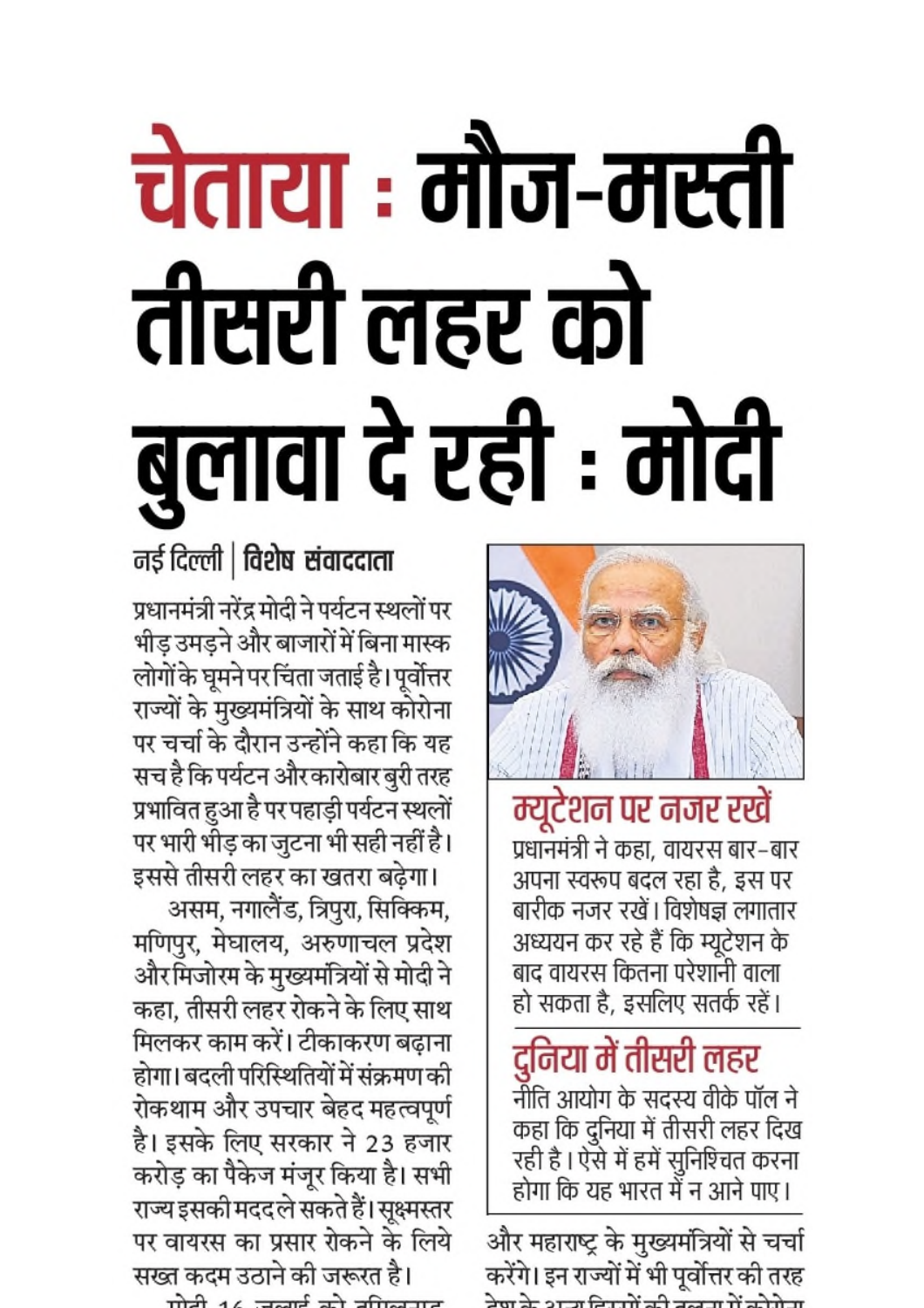# चेताया : मौज-मस्ती तीसरी लहर को बुलावा दे रही : मोदी

नई दिल्ली | **विशेष संवाददाता**

प्रधानमंत्री नरेंद्र मोदी ने पर्यटन स्थलों पर भीड़ उमड़ने और बाजारों में बिना मास्क लोगों के घूमने पर चिंता जताई है। पूर्वोत्तर राज्यों के मुख्यमंत्रियों के साथ कोरोना पर चर्चा के दौरान उन्होंने कहा कि यह सच है कि पर्यटन और कारोबार बुरी तरह प्रभावित हुआ है पर पहाड़ी पर्यटन स्थलों पर भारी भीड़ का जुटना भी सही नहीं है। इससे तीसरी लहर का खतरा बढ़ेगा।

असम, नगालैंड, त्रिपुरा, सिक्किम, मणिपुर, मेघालय, अरुणाचल प्रदेश और मिजोरम के मुख्यमंत्रियों से मोदी ने कहा, तीसरी लहर रोकने के लिए साथ मिलकर काम करें। टीकाकरण बढ़ाना होगा। बदली परिस्थितियों में संक्रमण की रोकथाम और उपचार बेहद महत्वपूर्ण है। इसके लिए सरकार ने 23 हजार करोड़ का पैकेज मंजूर किया है। सभी राज्य इसकी मदद ले सकते हैं। सूक्ष्मस्तर पर वायरस का प्रसार रोकने के लिये सख्त कदम उठाने की जरूरत है।

## म्यूटेशन पर नजर रखें

प्रधानमंत्री ने कहा, वायरस बार-बार अपना स्वरूप बदल रहा है, इस पर बारीक नजर रखें। विशेषज्ञ लगातार अध्ययन कर रहे हैं कि म्यूटेशन के बाद वायरस कितना परेशानी वाला हो सकता है, इसलिए सतर्क रहें।

## दुनिया में तीसरी लहर

नीति आयोग के सदस्य वीके पॉल ने कहा कि दुनिया में तीसरी लहर दिख रही है। ऐसे में हमें सुनिश्चित करना होगा कि यह भारत में न आने पाए।

और महाराष्ट्र के मुख्यमंत्रियों से चर्चा करेंगे। इन राज्यों में भी पूर्वोत्तर की तरह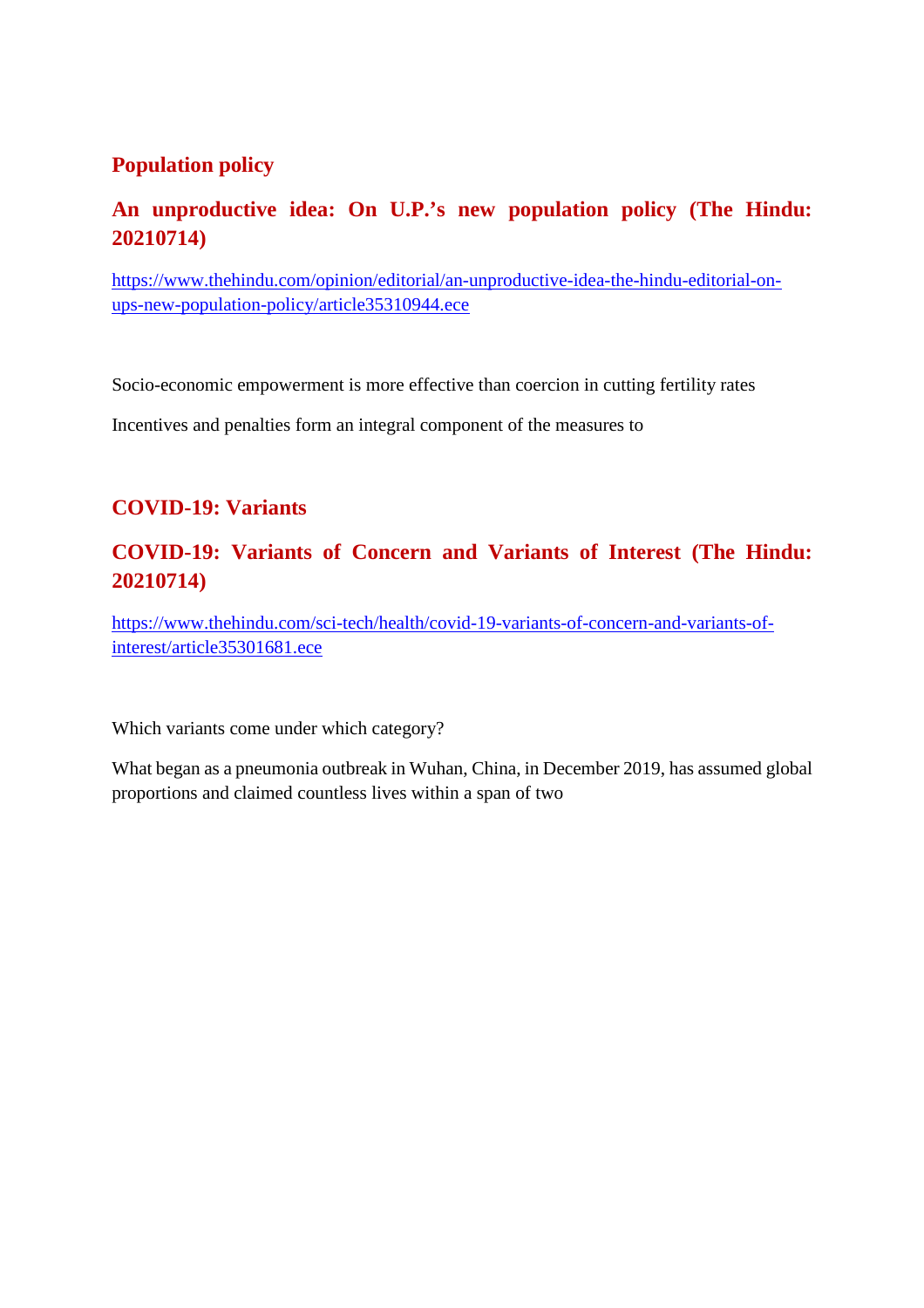## Population policy

### An unproductive idea: On U.P.'s new population policy (The Hindu: 20210714)

https://www.thehindu.com/opinion/editorial/an-unproductive-idea-the-hindu-editorial-on-ups-new-population-policy/article35310944.ece

Socio-economic empowerment is more effective than coercion in cutting fertility rates

Incentives and penalties form an integral component of the measures to

## COVID-19: Variants

### COVID-19: Variants of Concern and Variants of Interest (The Hindu: 20210714)

https://www.thehindu.com/sci-tech/health/covid-19-variants-of-concern-and-variants-of-interest/article35301681.ece

Which variants come under which category?

What began as a pneumonia outbreak in Wuhan, China, in December 2019, has assumed global proportions and claimed countless lives within a span of two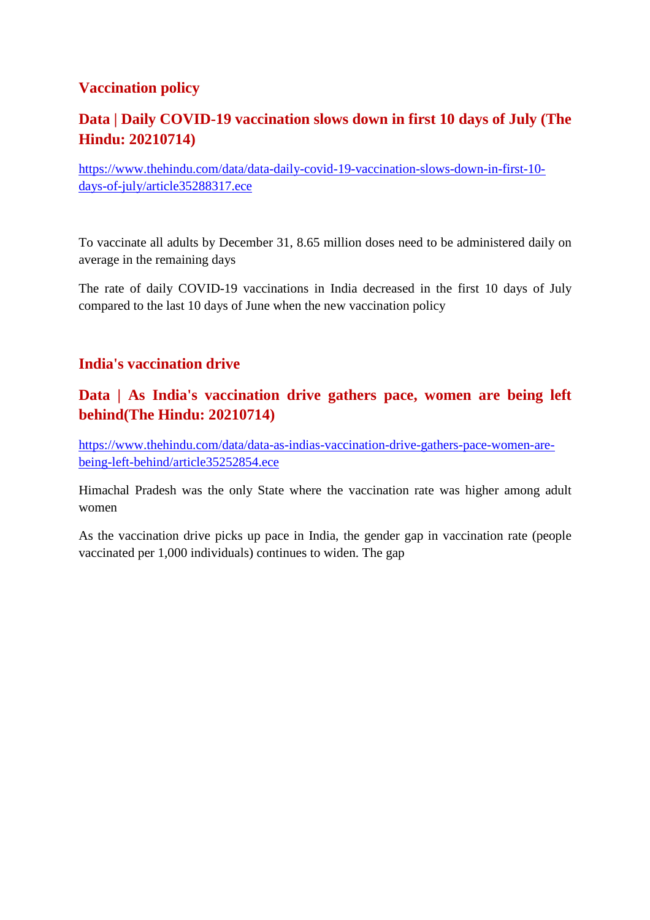## Vaccination policy

### Data | Daily COVID-19 vaccination slows down in first 10 days of July (The Hindu: 20210714)

https://www.thehindu.com/data/data-daily-covid-19-vaccination-slows-down-in-first-10-days-of-july/article35288317.ece

To vaccinate all adults by December 31, 8.65 million doses need to be administered daily on average in the remaining days

The rate of daily COVID-19 vaccinations in India decreased in the first 10 days of July compared to the last 10 days of June when the new vaccination policy

## India's vaccination drive

### Data | As India's vaccination drive gathers pace, women are being left behind(The Hindu: 20210714)

https://www.thehindu.com/data/data-as-indias-vaccination-drive-gathers-pace-women-are-being-left-behind/article35252854.ece

Himachal Pradesh was the only State where the vaccination rate was higher among adult women

As the vaccination drive picks up pace in India, the gender gap in vaccination rate (people vaccinated per 1,000 individuals) continues to widen. The gap